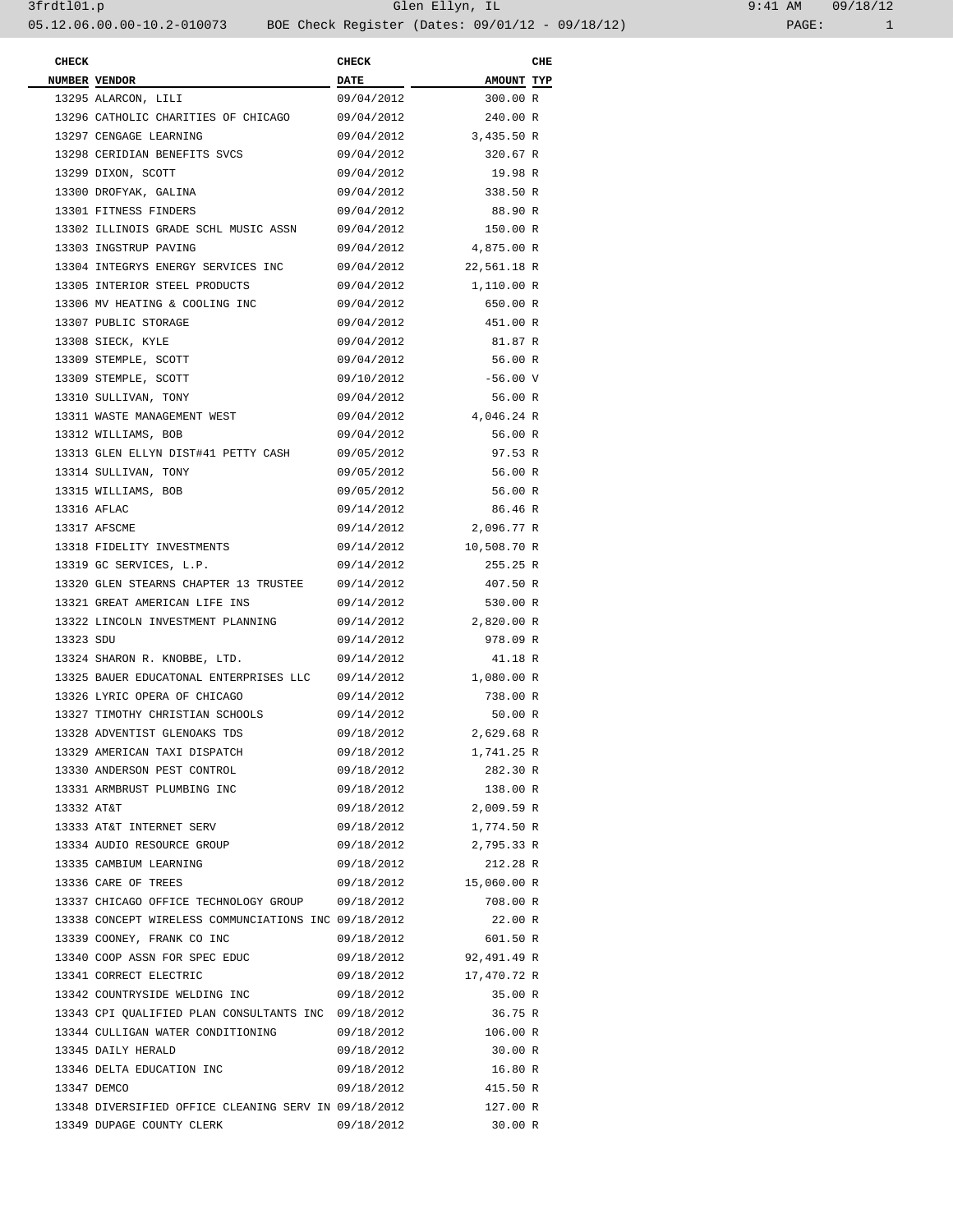05.12.06.00.00-10.2-010073 BOE Check Register (Dates: 09/01/12 - 09/18/12)

| CHECK NUMBER | VENDOR | CHECK DATE | AMOUNT | CHE TYP |
|---|---|---|---|---|
| 13295 | ALARCON, LILI | 09/04/2012 | 300.00 | R |
| 13296 | CATHOLIC CHARITIES OF CHICAGO | 09/04/2012 | 240.00 | R |
| 13297 | CENGAGE LEARNING | 09/04/2012 | 3,435.50 | R |
| 13298 | CERIDIAN BENEFITS SVCS | 09/04/2012 | 320.67 | R |
| 13299 | DIXON, SCOTT | 09/04/2012 | 19.98 | R |
| 13300 | DROFYAK, GALINA | 09/04/2012 | 338.50 | R |
| 13301 | FITNESS FINDERS | 09/04/2012 | 88.90 | R |
| 13302 | ILLINOIS GRADE SCHL MUSIC ASSN | 09/04/2012 | 150.00 | R |
| 13303 | INGSTRUP PAVING | 09/04/2012 | 4,875.00 | R |
| 13304 | INTEGRYS ENERGY SERVICES INC | 09/04/2012 | 22,561.18 | R |
| 13305 | INTERIOR STEEL PRODUCTS | 09/04/2012 | 1,110.00 | R |
| 13306 | MV HEATING & COOLING INC | 09/04/2012 | 650.00 | R |
| 13307 | PUBLIC STORAGE | 09/04/2012 | 451.00 | R |
| 13308 | SIECK, KYLE | 09/04/2012 | 81.87 | R |
| 13309 | STEMPLE, SCOTT | 09/04/2012 | 56.00 | R |
| 13309 | STEMPLE, SCOTT | 09/10/2012 | -56.00 | V |
| 13310 | SULLIVAN, TONY | 09/04/2012 | 56.00 | R |
| 13311 | WASTE MANAGEMENT WEST | 09/04/2012 | 4,046.24 | R |
| 13312 | WILLIAMS, BOB | 09/04/2012 | 56.00 | R |
| 13313 | GLEN ELLYN DIST#41 PETTY CASH | 09/05/2012 | 97.53 | R |
| 13314 | SULLIVAN, TONY | 09/05/2012 | 56.00 | R |
| 13315 | WILLIAMS, BOB | 09/05/2012 | 56.00 | R |
| 13316 | AFLAC | 09/14/2012 | 86.46 | R |
| 13317 | AFSCME | 09/14/2012 | 2,096.77 | R |
| 13318 | FIDELITY INVESTMENTS | 09/14/2012 | 10,508.70 | R |
| 13319 | GC SERVICES, L.P. | 09/14/2012 | 255.25 | R |
| 13320 | GLEN STEARNS CHAPTER 13 TRUSTEE | 09/14/2012 | 407.50 | R |
| 13321 | GREAT AMERICAN LIFE INS | 09/14/2012 | 530.00 | R |
| 13322 | LINCOLN INVESTMENT PLANNING | 09/14/2012 | 2,820.00 | R |
| 13323 | SDU | 09/14/2012 | 978.09 | R |
| 13324 | SHARON R. KNOBBE, LTD. | 09/14/2012 | 41.18 | R |
| 13325 | BAUER EDUCATONAL ENTERPRISES LLC | 09/14/2012 | 1,080.00 | R |
| 13326 | LYRIC OPERA OF CHICAGO | 09/14/2012 | 738.00 | R |
| 13327 | TIMOTHY CHRISTIAN SCHOOLS | 09/14/2012 | 50.00 | R |
| 13328 | ADVENTIST GLENOAKS TDS | 09/18/2012 | 2,629.68 | R |
| 13329 | AMERICAN TAXI DISPATCH | 09/18/2012 | 1,741.25 | R |
| 13330 | ANDERSON PEST CONTROL | 09/18/2012 | 282.30 | R |
| 13331 | ARMBRUST PLUMBING INC | 09/18/2012 | 138.00 | R |
| 13332 | AT&T | 09/18/2012 | 2,009.59 | R |
| 13333 | AT&T INTERNET SERV | 09/18/2012 | 1,774.50 | R |
| 13334 | AUDIO RESOURCE GROUP | 09/18/2012 | 2,795.33 | R |
| 13335 | CAMBIUM LEARNING | 09/18/2012 | 212.28 | R |
| 13336 | CARE OF TREES | 09/18/2012 | 15,060.00 | R |
| 13337 | CHICAGO OFFICE TECHNOLOGY GROUP | 09/18/2012 | 708.00 | R |
| 13338 | CONCEPT WIRELESS COMMUNCIATIONS INC | 09/18/2012 | 22.00 | R |
| 13339 | COONEY, FRANK CO INC | 09/18/2012 | 601.50 | R |
| 13340 | COOP ASSN FOR SPEC EDUC | 09/18/2012 | 92,491.49 | R |
| 13341 | CORRECT ELECTRIC | 09/18/2012 | 17,470.72 | R |
| 13342 | COUNTRYSIDE WELDING INC | 09/18/2012 | 35.00 | R |
| 13343 | CPI QUALIFIED PLAN CONSULTANTS INC | 09/18/2012 | 36.75 | R |
| 13344 | CULLIGAN WATER CONDITIONING | 09/18/2012 | 106.00 | R |
| 13345 | DAILY HERALD | 09/18/2012 | 30.00 | R |
| 13346 | DELTA EDUCATION INC | 09/18/2012 | 16.80 | R |
| 13347 | DEMCO | 09/18/2012 | 415.50 | R |
| 13348 | DIVERSIFIED OFFICE CLEANING SERV IN | 09/18/2012 | 127.00 | R |
| 13349 | DUPAGE COUNTY CLERK | 09/18/2012 | 30.00 | R |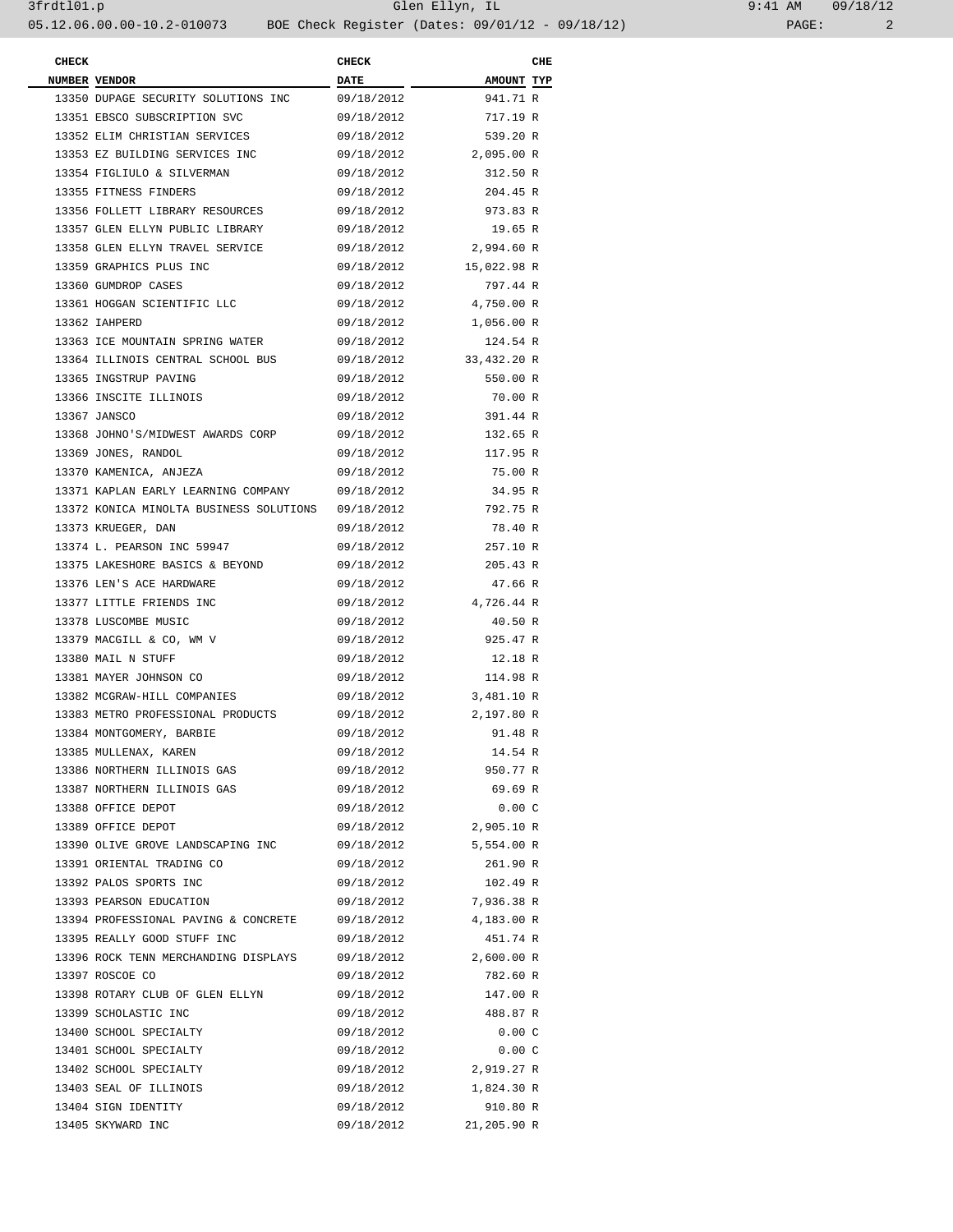| CHECK NUMBER | VENDOR | CHECK DATE | AMOUNT | CHE TYP |
|---|---|---|---|---|
| 13350 | DUPAGE SECURITY SOLUTIONS INC | 09/18/2012 | 941.71 | R |
| 13351 | EBSCO SUBSCRIPTION SVC | 09/18/2012 | 717.19 | R |
| 13352 | ELIM CHRISTIAN SERVICES | 09/18/2012 | 539.20 | R |
| 13353 | EZ BUILDING SERVICES INC | 09/18/2012 | 2,095.00 | R |
| 13354 | FIGLIULO & SILVERMAN | 09/18/2012 | 312.50 | R |
| 13355 | FITNESS FINDERS | 09/18/2012 | 204.45 | R |
| 13356 | FOLLETT LIBRARY RESOURCES | 09/18/2012 | 973.83 | R |
| 13357 | GLEN ELLYN PUBLIC LIBRARY | 09/18/2012 | 19.65 | R |
| 13358 | GLEN ELLYN TRAVEL SERVICE | 09/18/2012 | 2,994.60 | R |
| 13359 | GRAPHICS PLUS INC | 09/18/2012 | 15,022.98 | R |
| 13360 | GUMDROP CASES | 09/18/2012 | 797.44 | R |
| 13361 | HOGGAN SCIENTIFIC LLC | 09/18/2012 | 4,750.00 | R |
| 13362 | IAHPERD | 09/18/2012 | 1,056.00 | R |
| 13363 | ICE MOUNTAIN SPRING WATER | 09/18/2012 | 124.54 | R |
| 13364 | ILLINOIS CENTRAL SCHOOL BUS | 09/18/2012 | 33,432.20 | R |
| 13365 | INGSTRUP PAVING | 09/18/2012 | 550.00 | R |
| 13366 | INSCITE ILLINOIS | 09/18/2012 | 70.00 | R |
| 13367 | JANSCO | 09/18/2012 | 391.44 | R |
| 13368 | JOHNO'S/MIDWEST AWARDS CORP | 09/18/2012 | 132.65 | R |
| 13369 | JONES, RANDOL | 09/18/2012 | 117.95 | R |
| 13370 | KAMENICA, ANJEZA | 09/18/2012 | 75.00 | R |
| 13371 | KAPLAN EARLY LEARNING COMPANY | 09/18/2012 | 34.95 | R |
| 13372 | KONICA MINOLTA BUSINESS SOLUTIONS | 09/18/2012 | 792.75 | R |
| 13373 | KRUEGER, DAN | 09/18/2012 | 78.40 | R |
| 13374 | L. PEARSON INC 59947 | 09/18/2012 | 257.10 | R |
| 13375 | LAKESHORE BASICS & BEYOND | 09/18/2012 | 205.43 | R |
| 13376 | LEN'S ACE HARDWARE | 09/18/2012 | 47.66 | R |
| 13377 | LITTLE FRIENDS INC | 09/18/2012 | 4,726.44 | R |
| 13378 | LUSCOMBE MUSIC | 09/18/2012 | 40.50 | R |
| 13379 | MACGILL & CO, WM V | 09/18/2012 | 925.47 | R |
| 13380 | MAIL N STUFF | 09/18/2012 | 12.18 | R |
| 13381 | MAYER JOHNSON CO | 09/18/2012 | 114.98 | R |
| 13382 | MCGRAW-HILL COMPANIES | 09/18/2012 | 3,481.10 | R |
| 13383 | METRO PROFESSIONAL PRODUCTS | 09/18/2012 | 2,197.80 | R |
| 13384 | MONTGOMERY, BARBIE | 09/18/2012 | 91.48 | R |
| 13385 | MULLENAX, KAREN | 09/18/2012 | 14.54 | R |
| 13386 | NORTHERN ILLINOIS GAS | 09/18/2012 | 950.77 | R |
| 13387 | NORTHERN ILLINOIS GAS | 09/18/2012 | 69.69 | R |
| 13388 | OFFICE DEPOT | 09/18/2012 | 0.00 | C |
| 13389 | OFFICE DEPOT | 09/18/2012 | 2,905.10 | R |
| 13390 | OLIVE GROVE LANDSCAPING INC | 09/18/2012 | 5,554.00 | R |
| 13391 | ORIENTAL TRADING CO | 09/18/2012 | 261.90 | R |
| 13392 | PALOS SPORTS INC | 09/18/2012 | 102.49 | R |
| 13393 | PEARSON EDUCATION | 09/18/2012 | 7,936.38 | R |
| 13394 | PROFESSIONAL PAVING & CONCRETE | 09/18/2012 | 4,183.00 | R |
| 13395 | REALLY GOOD STUFF INC | 09/18/2012 | 451.74 | R |
| 13396 | ROCK TENN MERCHANDING DISPLAYS | 09/18/2012 | 2,600.00 | R |
| 13397 | ROSCOE CO | 09/18/2012 | 782.60 | R |
| 13398 | ROTARY CLUB OF GLEN ELLYN | 09/18/2012 | 147.00 | R |
| 13399 | SCHOLASTIC INC | 09/18/2012 | 488.87 | R |
| 13400 | SCHOOL SPECIALTY | 09/18/2012 | 0.00 | C |
| 13401 | SCHOOL SPECIALTY | 09/18/2012 | 0.00 | C |
| 13402 | SCHOOL SPECIALTY | 09/18/2012 | 2,919.27 | R |
| 13403 | SEAL OF ILLINOIS | 09/18/2012 | 1,824.30 | R |
| 13404 | SIGN IDENTITY | 09/18/2012 | 910.80 | R |
| 13405 | SKYWARD INC | 09/18/2012 | 21,205.90 | R |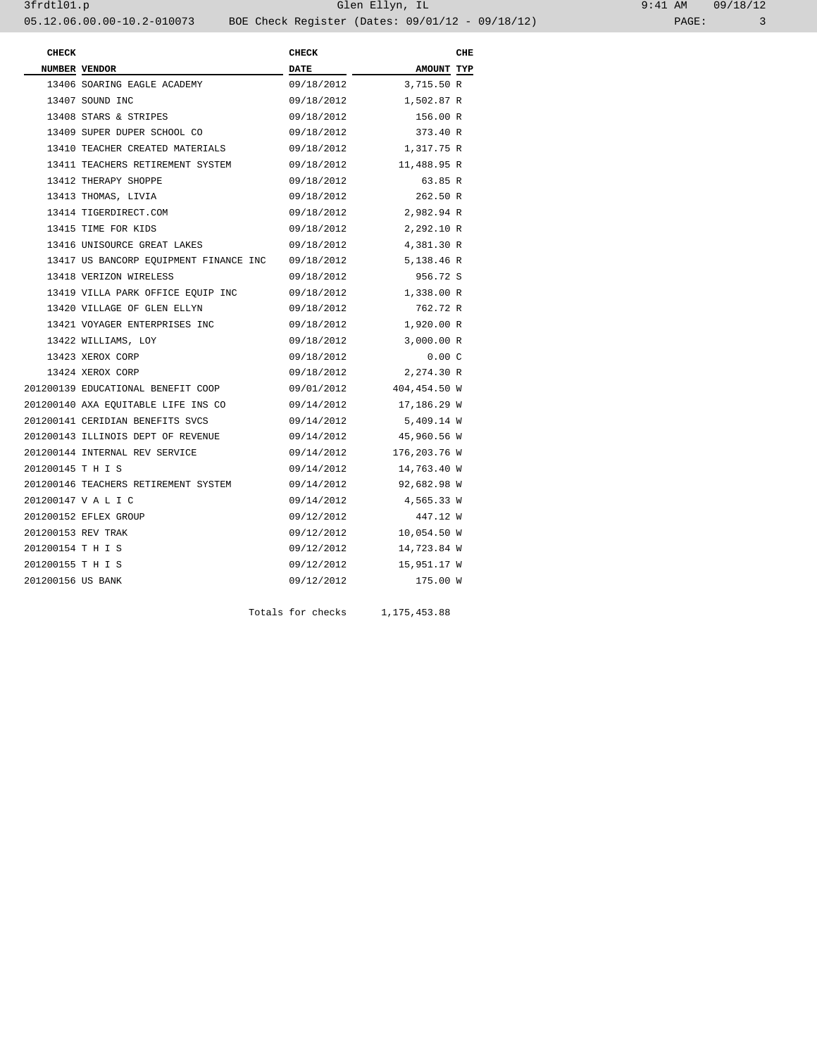| CHECK NUMBER | VENDOR | CHECK DATE | AMOUNT | CHE TYP |
|---|---|---|---|---|
| 13406 | SOARING EAGLE ACADEMY | 09/18/2012 | 3,715.50 | R |
| 13407 | SOUND INC | 09/18/2012 | 1,502.87 | R |
| 13408 | STARS & STRIPES | 09/18/2012 | 156.00 | R |
| 13409 | SUPER DUPER SCHOOL CO | 09/18/2012 | 373.40 | R |
| 13410 | TEACHER CREATED MATERIALS | 09/18/2012 | 1,317.75 | R |
| 13411 | TEACHERS RETIREMENT SYSTEM | 09/18/2012 | 11,488.95 | R |
| 13412 | THERAPY SHOPPE | 09/18/2012 | 63.85 | R |
| 13413 | THOMAS, LIVIA | 09/18/2012 | 262.50 | R |
| 13414 | TIGERDIRECT.COM | 09/18/2012 | 2,982.94 | R |
| 13415 | TIME FOR KIDS | 09/18/2012 | 2,292.10 | R |
| 13416 | UNISOURCE GREAT LAKES | 09/18/2012 | 4,381.30 | R |
| 13417 | US BANCORP EQUIPMENT FINANCE INC | 09/18/2012 | 5,138.46 | R |
| 13418 | VERIZON WIRELESS | 09/18/2012 | 956.72 | S |
| 13419 | VILLA PARK OFFICE EQUIP INC | 09/18/2012 | 1,338.00 | R |
| 13420 | VILLAGE OF GLEN ELLYN | 09/18/2012 | 762.72 | R |
| 13421 | VOYAGER ENTERPRISES INC | 09/18/2012 | 1,920.00 | R |
| 13422 | WILLIAMS, LOY | 09/18/2012 | 3,000.00 | R |
| 13423 | XEROX CORP | 09/18/2012 | 0.00 | C |
| 13424 | XEROX CORP | 09/18/2012 | 2,274.30 | R |
| 201200139 | EDUCATIONAL BENEFIT COOP | 09/01/2012 | 404,454.50 | W |
| 201200140 | AXA EQUITABLE LIFE INS CO | 09/14/2012 | 17,186.29 | W |
| 201200141 | CERIDIAN BENEFITS SVCS | 09/14/2012 | 5,409.14 | W |
| 201200143 | ILLINOIS DEPT OF REVENUE | 09/14/2012 | 45,960.56 | W |
| 201200144 | INTERNAL REV SERVICE | 09/14/2012 | 176,203.76 | W |
| 201200145 | T H I S | 09/14/2012 | 14,763.40 | W |
| 201200146 | TEACHERS RETIREMENT SYSTEM | 09/14/2012 | 92,682.98 | W |
| 201200147 | V A L I C | 09/14/2012 | 4,565.33 | W |
| 201200152 | EFLEX GROUP | 09/12/2012 | 447.12 | W |
| 201200153 | REV TRAK | 09/12/2012 | 10,054.50 | W |
| 201200154 | T H I S | 09/12/2012 | 14,723.84 | W |
| 201200155 | T H I S | 09/12/2012 | 15,951.17 | W |
| 201200156 | US BANK | 09/12/2012 | 175.00 | W |
| | | Totals for checks | 1,175,453.88 | |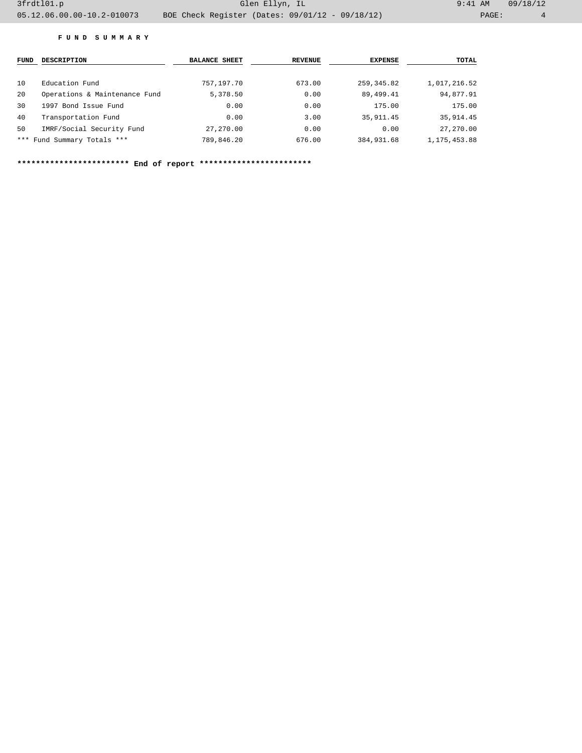**FUND SUMMARY**

| FUND | DESCRIPTION | BALANCE SHEET | REVENUE | EXPENSE | TOTAL |
|---|---|---|---|---|---|
| 10 | Education Fund | 757,197.70 | 673.00 | 259,345.82 | 1,017,216.52 |
| 20 | Operations & Maintenance Fund | 5,378.50 | 0.00 | 89,499.41 | 94,877.91 |
| 30 | 1997 Bond Issue Fund | 0.00 | 0.00 | 175.00 | 175.00 |
| 40 | Transportation Fund | 0.00 | 3.00 | 35,911.45 | 35,914.45 |
| 50 | IMRF/Social Security Fund | 27,270.00 | 0.00 | 0.00 | 27,270.00 |
| *** Fund Summary Totals *** | | 789,846.20 | 676.00 | 384,931.68 | 1,175,453.88 |

**************************** End of report ****************************